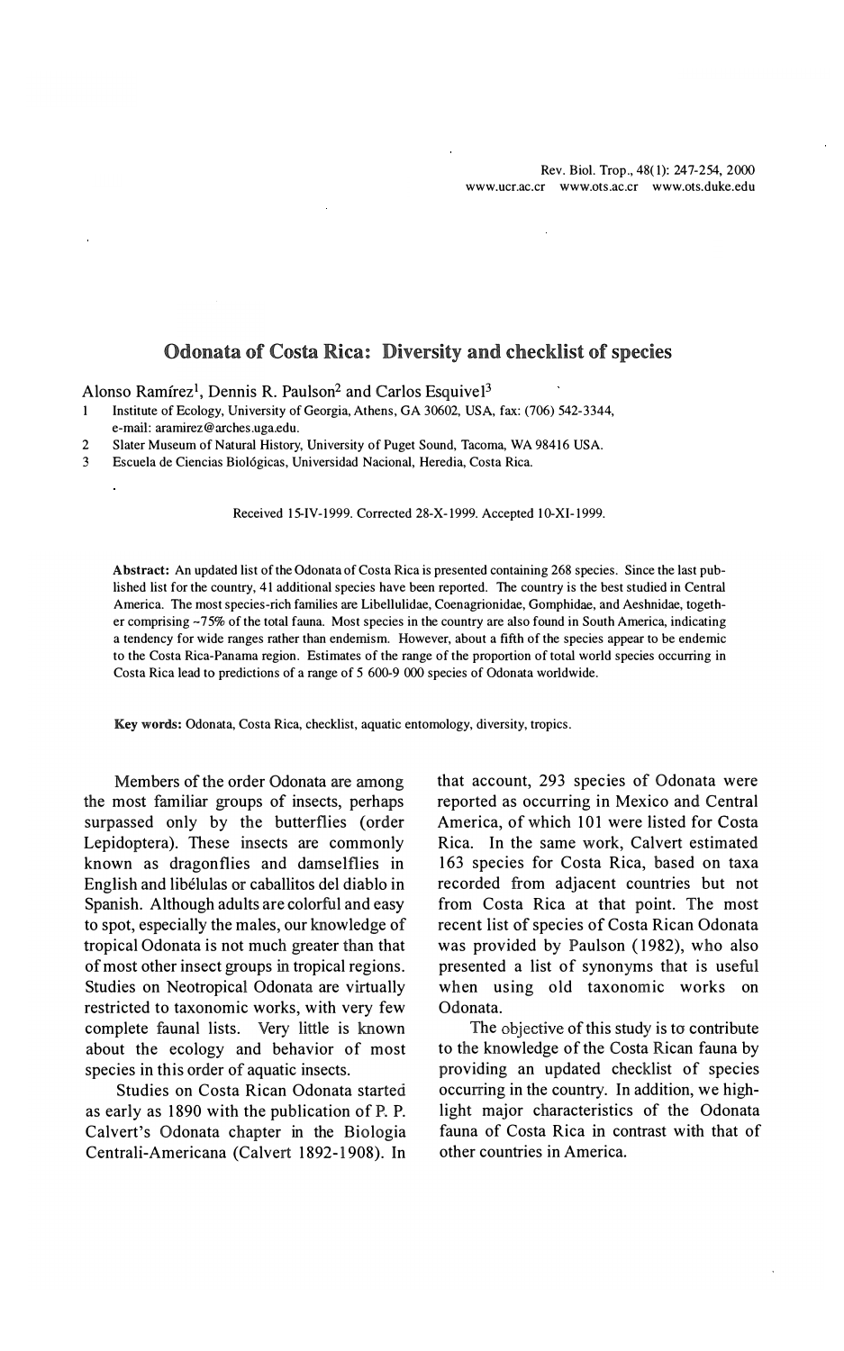# Odonata of Costa Rica: Diversity and checklist of species

Alonso Ramírez[1], Dennis R. Paulson[2] and Carlos Esquivel[3]

1 Institute of Ecology, University of Georgia, Athens, GA 30602, USA, fax: (706) 542-3344, e-mail: aramirez@arches.uga.edu.

2 Slater Museum of Natural History, University of Puget Sound, Tacoma, WA 98416 USA.

3 Escuela de Ciencias Biológicas, Universidad Nacional, Heredia, Costa Rica.

Received 15-IV-1999. Corrected 28-X-1999. Accepted 10-XI-1999.

**Abstract:** An updated list of the Odonata of Costa Rica is presented containing 268 species. Since the last published list for the country, 41 additional species have been reported. The country is the best studied in Central America. The most species-rich families are Libellulidae, Coenagrionidae, Gomphidae, and Aeshnidae, together comprising ~75% of the total fauna. Most species in the country are also found in South America, indicating a tendency for wide ranges rather than endemism. However, about a fifth of the species appear to be endemic to the Costa Rica-Panama region. Estimates of the range of the proportion of total world species occurring in Costa Rica lead to predictions of a range of 5 600-9 000 species of Odonata worldwide.

**Key words:** Odonata, Costa Rica, checklist, aquatic entomology, diversity, tropics.

Members of the order Odonata are among the most familiar groups of insects, perhaps surpassed only by the butterflies (order Lepidoptera). These insects are commonly known as dragonflies and damselflies in English and libélulas or caballitos del diablo in Spanish. Although adults are colorful and easy to spot, especially the males, our knowledge of tropical Odonata is not much greater than that of most other insect groups in tropical regions. Studies on Neotropical Odonata are virtually restricted to taxonomic works, with very few complete faunal lists. Very little is known about the ecology and behavior of most species in this order of aquatic insects.

Studies on Costa Rican Odonata started as early as 1890 with the publication of P. P. Calvert's Odonata chapter in the Biologia Centrali-Americana (Calvert 1892-1908). In that account, 293 species of Odonata were reported as occurring in Mexico and Central America, of which 101 were listed for Costa Rica. In the same work, Calvert estimated 163 species for Costa Rica, based on taxa recorded from adjacent countries but not from Costa Rica at that point. The most recent list of species of Costa Rican Odonata was provided by Paulson (1982), who also presented a list of synonyms that is useful when using old taxonomic works on Odonata.

The objective of this study is to contribute to the knowledge of the Costa Rican fauna by providing an updated checklist of species occurring in the country. In addition, we highlight major characteristics of the Odonata fauna of Costa Rica in contrast with that of other countries in America.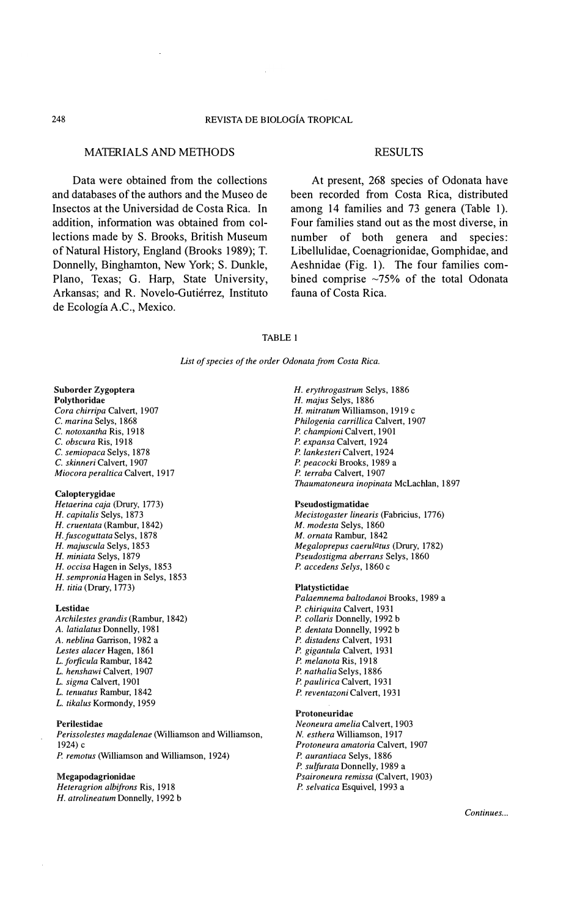## MATERIALS AND METHODS

Data were obtained from the collections and databases of the authors and the Museo de Insectos at the Universidad de Costa Rica. In addition, information was obtained from collections made by S. Brooks, British Museum of Natural History, England (Brooks 1989); T. Donnelly, Binghamton, New York; S. Dunkle, Plano, Texas; G. Harp, State University, Arkansas; and R. Novelo-Gutiérrez, Instituto de Ecología A.C., Mexico.

## RESULTS

At present, 268 species of Odonata have been recorded from Costa Rica, distributed among 14 families and 73 genera (Table 1). Four families stand out as the most diverse, in number of both genera and species: Libellulidae, Coenagrionidae, Gomphidae, and Aeshnidae (Fig. 1). The four families combined comprise ~75% of the total Odonata fauna of Costa Rica.

TABLE 1

*List of species of the order Odonata from Costa Rica.*

**Suborder Zygoptera**

**Polythoridae**

*Cora chirripa* Calvert, 1907
*C. marina* Selys, 1868
*C. notoxantha* Ris, 1918
*C. obscura* Ris, 1918
*C. semiopaca* Selys, 1878
*C. skinneri* Calvert, 1907
*Miocora peraltica* Calvert, 1917

**Calopterygidae**

*Hetaerina caja* (Drury, 1773)
*H. capitalis* Selys, 1873
*H. cruentata* (Rambur, 1842)
*H. fuscoguttata* Selys, 1878
*H. majuscula* Selys, 1853
*H. miniata* Selys, 1879
*H. occisa* Hagen in Selys, 1853
*H. sempronia* Hagen in Selys, 1853
*H. titia* (Drury, 1773)

**Lestidae**

*Archilestes grandis* (Rambur, 1842)
*A. latialatus* Donnelly, 1981
*A. neblina* Garrison, 1982 a
*Lestes alacer* Hagen, 1861
*L. forficula* Rambur, 1842
*L. henshawi* Calvert, 1907
*L. sigma* Calvert, 1901
*L. tenuatus* Rambur, 1842
*L. tikalus* Kormondy, 1959

**Perilestidae**

*Perissolestes magdalenae* (Williamson and Williamson, 1924) c
*P. remotus* (Williamson and Williamson, 1924)

**Megapodagrionidae**

*Heteragrion albifrons* Ris, 1918
*H. atrolineatum* Donnelly, 1992 b
*H. erythrogastrum* Selys, 1886
*H. majus* Selys, 1886
*H. mitratum* Williamson, 1919 c
*Philogenia carrillica* Calvert, 1907
*P. championi* Calvert, 1901
*P. expansa* Calvert, 1924
*P. lankesteri* Calvert, 1924
*P. peacocki* Brooks, 1989 a
*P. terraba* Calvert, 1907
*Thaumatoneura inopinata* McLachlan, 1897

**Pseudostigmatidae**

*Mecistogaster linearis* (Fabricius, 1776)
*M. modesta* Selys, 1860
*M. ornata* Rambur, 1842
*Megaloprepus caerulatus* (Drury, 1782)
*Pseudostigma aberrans* Selys, 1860
*P. accedens Selys*, 1860 c

**Platystictidae**

*Palaemnema baltodanoi* Brooks, 1989 a
*P. chiriquita* Calvert, 1931
*P. collaris* Donnelly, 1992 b
*P. dentata* Donnelly, 1992 b
*P. distadens* Calvert, 1931
*P. gigantula* Calvert, 1931
*P. melanota* Ris, 1918
*P. nathalia* Selys, 1886
*P. paulirica* Calvert, 1931
*P. reventazoni* Calvert, 1931

**Protoneuridae**

*Neoneura amelia* Calvert, 1903
*N. esthera* Williamson, 1917
*Protoneura amatoria* Calvert, 1907
*P. aurantiaca* Selys, 1886
*P. sulfurata* Donnelly, 1989 a
*Psaironeura remissa* (Calvert, 1903)
*P. selvatica* Esquivel, 1993 a

*Continues...*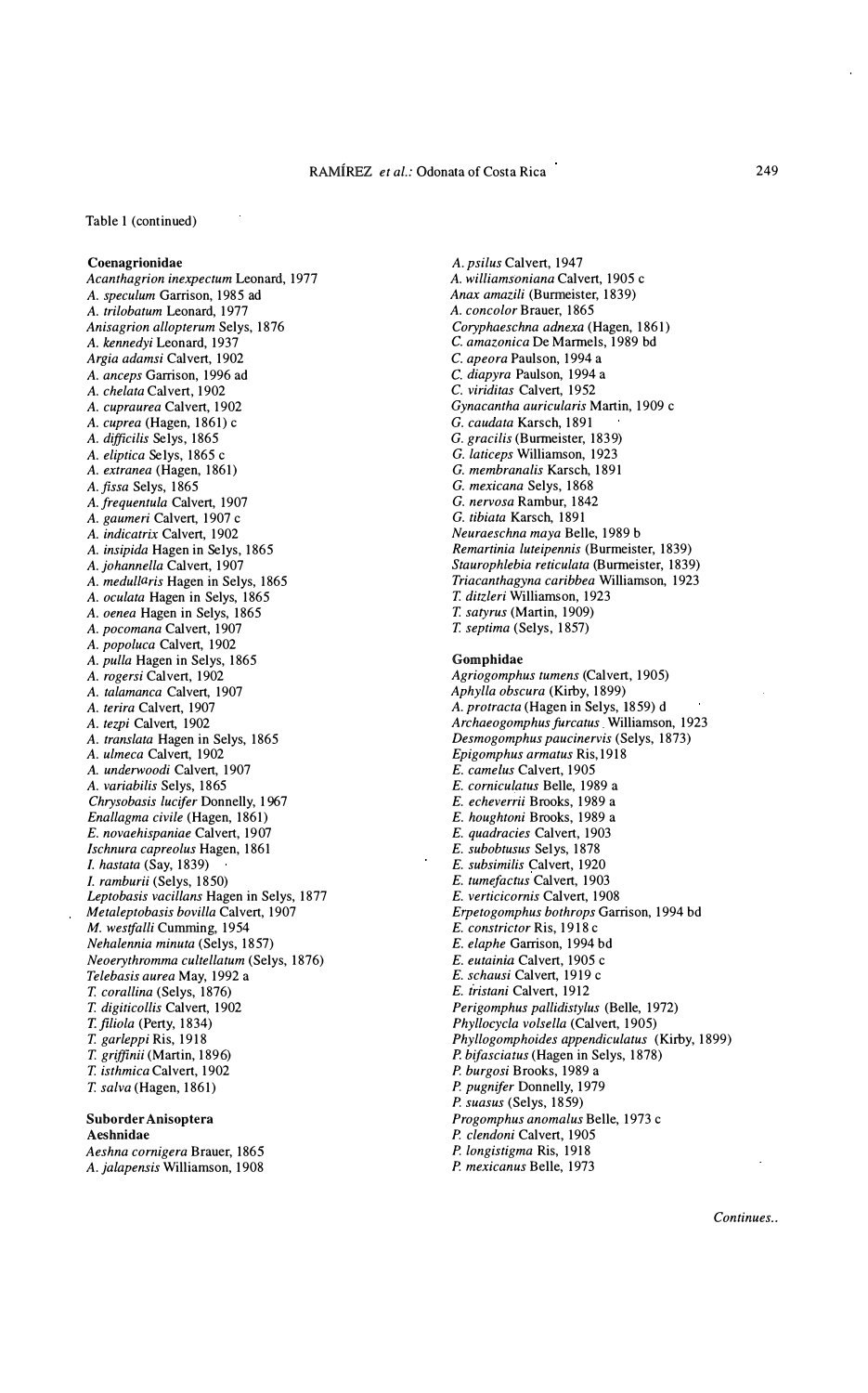Table 1 (continued)

**Coenagrionidae**

*Acanthagrion inexpectum* Leonard, 1977
*A. speculum* Garrison, 1985 ad
*A. trilobatum* Leonard, 1977
*Anisagrion allopterum* Selys, 1876
*A. kennedyi* Leonard, 1937
*Argia adamsi* Calvert, 1902
*A. anceps* Garrison, 1996 ad
*A. chelata* Calvert, 1902
*A. cupraurea* Calvert, 1902
*A. cuprea* (Hagen, 1861) c
*A. difficilis* Selys, 1865
*A. eliptica* Selys, 1865 c
*A. extranea* (Hagen, 1861)
*A. fissa* Selys, 1865
*A. frequentula* Calvert, 1907
*A. gaumeri* Calvert, 1907 c
*A. indicatrix* Calvert, 1902
*A. insipida* Hagen in Selys, 1865
*A. johannella* Calvert, 1907
*A. medullaris* Hagen in Selys, 1865
*A. oculata* Hagen in Selys, 1865
*A. oenea* Hagen in Selys, 1865
*A. pocomana* Calvert, 1907
*A. popoluca* Calvert, 1902
*A. pulla* Hagen in Selys, 1865
*A. rogersi* Calvert, 1902
*A. talamanca* Calvert, 1907
*A. terira* Calvert, 1907
*A. tezpi* Calvert, 1902
*A. translata* Hagen in Selys, 1865
*A. ulmeca* Calvert, 1902
*A. underwoodi* Calvert, 1907
*A. variabilis* Selys, 1865
*Chrysobasis lucifer* Donnelly, 1967
*Enallagma civile* (Hagen, 1861)
*E. novaehispaniae* Calvert, 1907
*Ischnura capreolus* Hagen, 1861
*I. hastata* (Say, 1839)
*I. ramburii* (Selys, 1850)
*Leptobasis vacillans* Hagen in Selys, 1877
*Metaleptobasis bovilla* Calvert, 1907
*M. westfalli* Cumming, 1954
*Nehalennia minuta* (Selys, 1857)
*Neoerythromma cultellatum* (Selys, 1876)
*Telebasis aurea* May, 1992 a
*T. corallina* (Selys, 1876)
*T. digiticollis* Calvert, 1902
*T. filiola* (Perty, 1834)
*T. garleppi* Ris, 1918
*T. griffinii* (Martin, 1896)
*T. isthmica* Calvert, 1902
*T. salva* (Hagen, 1861)

**Suborder Anisoptera**

**Aeshnidae**

*Aeshna cornigera* Brauer, 1865
*A. jalapensis* Williamson, 1908
*A. psilus* Calvert, 1947
*A. williamsoniana* Calvert, 1905 c
*Anax amazili* (Burmeister, 1839)
*A. concolor* Brauer, 1865
*Coryphaeschna adnexa* (Hagen, 1861)
*C. amazonica* De Marmels, 1989 bd
*C. apeora* Paulson, 1994 a
*C. diapyra* Paulson, 1994 a
*C. viriditas* Calvert, 1952
*Gynacantha auricularis* Martin, 1909 c
*G. caudata* Karsch, 1891
*G. gracilis* (Burmeister, 1839)
*G. laticeps* Williamson, 1923
*G. membranalis* Karsch, 1891
*G. mexicana* Selys, 1868
*G. nervosa* Rambur, 1842
*G. tibiata* Karsch, 1891
*Neuraeschna maya* Belle, 1989 b
*Remartinia luteipennis* (Burmeister, 1839)
*Staurophlebia reticulata* (Burmeister, 1839)
*Triacanthagyna caribbea* Williamson, 1923
*T. ditzleri* Williamson, 1923
*T. satyrus* (Martin, 1909)
*T. septima* (Selys, 1857)

**Gomphidae**

*Agriogomphus tumens* (Calvert, 1905)
*Aphylla obscura* (Kirby, 1899)
*A. protracta* (Hagen in Selys, 1859) d
*Archaeogomphus furcatus* Williamson, 1923
*Desmogomphus paucinervis* (Selys, 1873)
*Epigomphus armatus* Ris, 1918
*E. camelus* Calvert, 1905
*E. corniculatus* Belle, 1989 a
*E. echeverrii* Brooks, 1989 a
*E. houghtoni* Brooks, 1989 a
*E. quadracies* Calvert, 1903
*E. subobtusus* Selys, 1878
*E. subsimilis* Calvert, 1920
*E. tumefactus* Calvert, 1903
*E. verticicornis* Calvert, 1908
*Erpetogomphus bothrops* Garrison, 1994 bd
*E. constrictor* Ris, 1918 c
*E. elaphe* Garrison, 1994 bd
*E. eutainia* Calvert, 1905 c
*E. schausi* Calvert, 1919 c
*E. tristani* Calvert, 1912
*Perigomphus pallidistylus* (Belle, 1972)
*Phyllocycla volsella* (Calvert, 1905)
*Phyllogomphoides appendiculatus* (Kirby, 1899)
*P. bifasciatus* (Hagen in Selys, 1878)
*P. burgosi* Brooks, 1989 a
*P. pugnifer* Donnelly, 1979
*P. suasus* (Selys, 1859)
*Progomphus anomalus* Belle, 1973 c
*P. clendoni* Calvert, 1905
*P. longistigma* Ris, 1918
*P. mexicanus* Belle, 1973

*Continues..*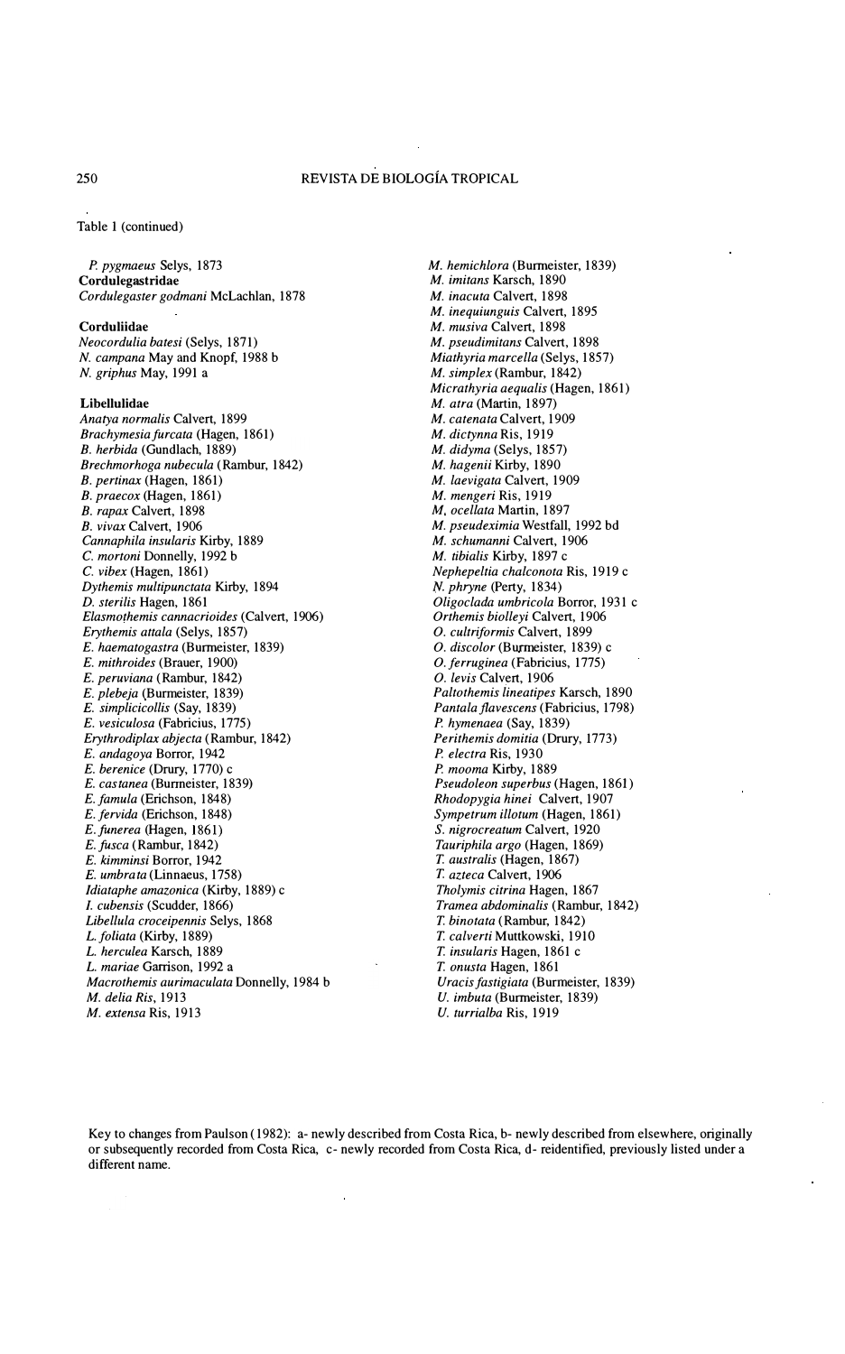Table 1 (continued)

*P. pygmaeus* Selys, 1873

**Cordulegastridae**

*Cordulegaster godmani* McLachlan, 1878

**Corduliidae**

*Neocordulia batesi* (Selys, 1871)
*N. campana* May and Knopf, 1988 b
*N. griphus* May, 1991 a

**Libellulidae**

*Anatya normalis* Calvert, 1899
*Brachymesia furcata* (Hagen, 1861)
*B. herbida* (Gundlach, 1889)
*Brechmorhoga nubecula* (Rambur, 1842)
*B. pertinax* (Hagen, 1861)
*B. praecox* (Hagen, 1861)
*B. rapax* Calvert, 1898
*B. vivax* Calvert, 1906
*Cannaphila insularis* Kirby, 1889
*C. mortoni* Donnelly, 1992 b
*C. vibex* (Hagen, 1861)
*Dythemis multipunctata* Kirby, 1894
*D. sterilis* Hagen, 1861
*Elasmothemis cannacrioides* (Calvert, 1906)
*Erythemis attala* (Selys, 1857)
*E. haematogastra* (Burmeister, 1839)
*E. mithroides* (Brauer, 1900)
*E. peruviana* (Rambur, 1842)
*E. plebeja* (Burmeister, 1839)
*E. simplicicollis* (Say, 1839)
*E. vesiculosa* (Fabricius, 1775)
*Erythrodiplax abjecta* (Rambur, 1842)
*E. andagoya* Borror, 1942
*E. berenice* (Drury, 1770) c
*E. castanea* (Burmeister, 1839)
*E. famula* (Erichson, 1848)
*E. fervida* (Erichson, 1848)
*E. funerea* (Hagen, 1861)
*E. fusca* (Rambur, 1842)
*E. kimminsi* Borror, 1942
*E. umbrata* (Linnaeus, 1758)
*Idiataphe amazonica* (Kirby, 1889) c
*I. cubensis* (Scudder, 1866)
*Libellula croceipennis* Selys, 1868
*L. foliata* (Kirby, 1889)
*L. herculea* Karsch, 1889
*L. mariae* Garrison, 1992 a
*Macrothemis aurimaculata* Donnelly, 1984 b
*M. delia Ris*, 1913
*M. extensa* Ris, 1913
*M. hemichlora* (Burmeister, 1839)
*M. imitans* Karsch, 1890
*M. inacuta* Calvert, 1898
*M. inequiunguis* Calvert, 1895
*M. musiva* Calvert, 1898
*M. pseudimitans* Calvert, 1898
*Miathyria marcella* (Selys, 1857)
*M. simplex* (Rambur, 1842)
*Micrathyria aequalis* (Hagen, 1861)
*M. atra* (Martin, 1897)
*M. catenata* Calvert, 1909
*M. dictynna* Ris, 1919
*M. didyma* (Selys, 1857)
*M. hagenii* Kirby, 1890
*M. laevigata* Calvert, 1909
*M. mengeri* Ris, 1919
*M. ocellata* Martin, 1897
*M. pseudeximia* Westfall, 1992 bd
*M. schumanni* Calvert, 1906
*M. tibialis* Kirby, 1897 c
*Nephepeltia chalconota* Ris, 1919 c
*N. phryne* (Perty, 1834)
*Oligoclada umbricola* Borror, 1931 c
*Orthemis biolleyi* Calvert, 1906
*O. cultriformis* Calvert, 1899
*O. discolor* (Burmeister, 1839) c
*O. ferruginea* (Fabricius, 1775)
*O. levis* Calvert, 1906
*Paltothemis lineatipes* Karsch, 1890
*Pantala flavescens* (Fabricius, 1798)
*P. hymenaea* (Say, 1839)
*Perithemis domitia* (Drury, 1773)
*P. electra* Ris, 1930
*P. mooma* Kirby, 1889
*Pseudoleon superbus* (Hagen, 1861)
*Rhodopygia hinei* Calvert, 1907
*Sympetrum illotum* (Hagen, 1861)
*S. nigrocreatum* Calvert, 1920
*Tauriphila argo* (Hagen, 1869)
*T. australis* (Hagen, 1867)
*T. azteca* Calvert, 1906
*Tholymis citrina* Hagen, 1867
*Tramea abdominalis* (Rambur, 1842)
*T. binotata* (Rambur, 1842)
*T. calverti* Muttkowski, 1910
*T. insularis* Hagen, 1861 c
*T. onusta* Hagen, 1861
*Uracis fastigiata* (Burmeister, 1839)
*U. imbuta* (Burmeister, 1839)
*U. turrialba* Ris, 1919

Key to changes from Paulson (1982): a- newly described from Costa Rica, b- newly described from elsewhere, originally or subsequently recorded from Costa Rica, c- newly recorded from Costa Rica, d- reidentified, previously listed under a different name.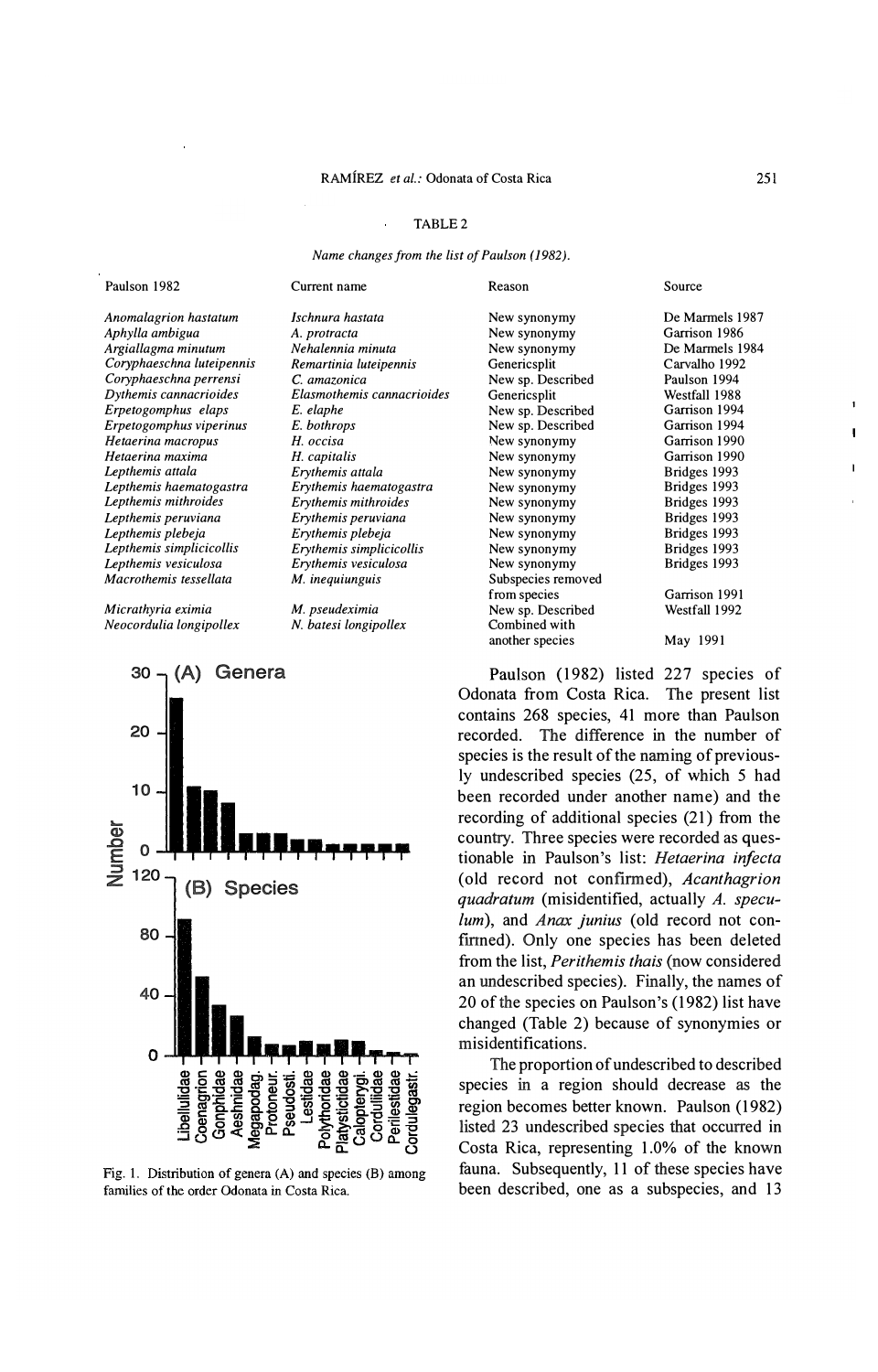TABLE 2

*Name changes from the list of Paulson (1982).*

| Paulson 1982 | Current name | Reason | Source |
|---|---|---|---|
| *Anomalagrion hastatum* | *Ischnura hastata* | New synonymy | De Marmels 1987 |
| *Aphylla ambigua* | *A. protracta* | New synonymy | Garrison 1986 |
| *Argiallagma minutum* | *Nehalennia minuta* | New synonymy | De Marmels 1984 |
| *Coryphaeschna luteipennis* | *Remartinia luteipennis* | Genericsplit | Carvalho 1992 |
| *Coryphaeschna perrensi* | *C. amazonica* | New sp. Described | Paulson 1994 |
| *Dythemis cannacrioides* | *Elasmothemis cannacrioides* | Genericsplit | Westfall 1988 |
| *Erpetogomphus elaps* | *E. elaphe* | New sp. Described | Garrison 1994 |
| *Erpetogomphus viperinus* | *E. bothrops* | New sp. Described | Garrison 1994 |
| *Hetaerina macropus* | *H. occisa* | New synonymy | Garrison 1990 |
| *Hetaerina maxima* | *H. capitalis* | New synonymy | Garrison 1990 |
| *Lepthemis attala* | *Erythemis attala* | New synonymy | Bridges 1993 |
| *Lepthemis haematogastra* | *Erythemis haematogastra* | New synonymy | Bridges 1993 |
| *Lepthemis mithroides* | *Erythemis mithroides* | New synonymy | Bridges 1993 |
| *Lepthemis peruviana* | *Erythemis peruviana* | New synonymy | Bridges 1993 |
| *Lepthemis plebeja* | *Erythemis plebeja* | New synonymy | Bridges 1993 |
| *Lepthemis simplicicollis* | *Erythemis simplicicollis* | New synonymy | Bridges 1993 |
| *Lepthemis vesiculosa* | *Erythemis vesiculosa* | New synonymy | Bridges 1993 |
| *Macrothemis tessellata* | *M. inequiunguis* | Subspecies removed from species | Garrison 1991 |
| *Micrathyria eximia* | *M. pseudeximia* | New sp. Described | Westfall 1992 |
| *Neocordulia longipollex* | *N. batesi longipollex* | Combined with another species | May 1991 |

Fig. 1. Distribution of genera (A) and species (B) among families of the order Odonata in Costa Rica.

Paulson (1982) listed 227 species of Odonata from Costa Rica. The present list contains 268 species, 41 more than Paulson recorded. The difference in the number of species is the result of the naming of previously undescribed species (25, of which 5 had been recorded under another name) and the recording of additional species (21) from the country. Three species were recorded as questionable in Paulson's list: *Hetaerina infecta* (old record not confirmed), *Acanthagrion quadratum* (misidentified, actually *A. speculum*), and *Anax junius* (old record not confirmed). Only one species has been deleted from the list, *Perithemis thais* (now considered an undescribed species). Finally, the names of 20 of the species on Paulson's (1982) list have changed (Table 2) because of synonymies or misidentifications.

The proportion of undescribed to described species in a region should decrease as the region becomes better known. Paulson (1982) listed 23 undescribed species that occurred in Costa Rica, representing 1.0% of the known fauna. Subsequently, 11 of these species have been described, one as a subspecies, and 13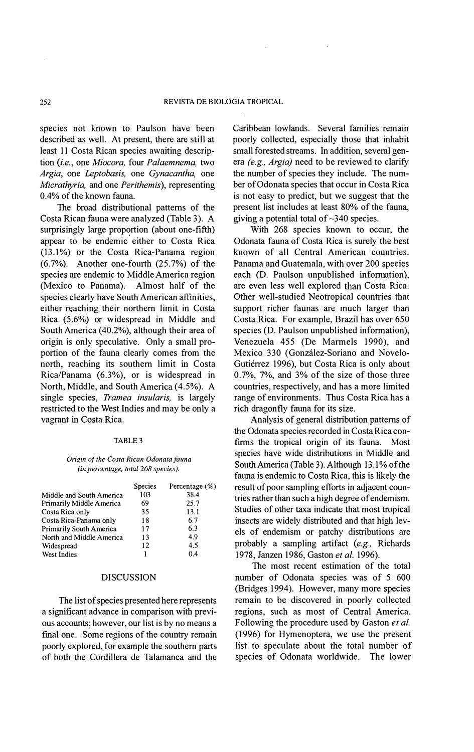species not known to Paulson have been described as well. At present, there are still at least 11 Costa Rican species awaiting description (*i.e.*, one *Miocora*, four *Palaemnema*, two *Argia*, one *Leptobasis*, one *Gynacantha*, one *Micrathyria*, and one *Perithemis*), representing 0.4% of the known fauna.

The broad distributional patterns of the Costa Rican fauna were analyzed (Table 3). A surprisingly large proportion (about one-fifth) appear to be endemic either to Costa Rica (13.1%) or the Costa Rica-Panama region (6.7%). Another one-fourth (25.7%) of the species are endemic to Middle America region (Mexico to Panama). Almost half of the species clearly have South American affinities, either reaching their northern limit in Costa Rica (5.6%) or widespread in Middle and South America (40.2%), although their area of origin is only speculative. Only a small proportion of the fauna clearly comes from the north, reaching its southern limit in Costa Rica/Panama (6.3%), or is widespread in North, Middle, and South America (4.5%). A single species, *Tramea insularis*, is largely restricted to the West Indies and may be only a vagrant in Costa Rica.

TABLE 3

*Origin of the Costa Rican Odonata fauna (in percentage, total 268 species).*

| | Species | Percentage (%) |
|---|---|---|
| Middle and South America | 103 | 38.4 |
| Primarily Middle America | 69 | 25.7 |
| Costa Rica only | 35 | 13.1 |
| Costa Rica-Panama only | 18 | 6.7 |
| Primarily South America | 17 | 6.3 |
| North and Middle America | 13 | 4.9 |
| Widespread | 12 | 4.5 |
| West Indies | 1 | 0.4 |

## DISCUSSION

The list of species presented here represents a significant advance in comparison with previous accounts; however, our list is by no means a final one. Some regions of the country remain poorly explored, for example the southern parts of both the Cordillera de Talamanca and the Caribbean lowlands. Several families remain poorly collected, especially those that inhabit small forested streams. In addition, several genera (*e.g., Argia*) need to be reviewed to clarify the number of species they include. The number of Odonata species that occur in Costa Rica is not easy to predict, but we suggest that the present list includes at least 80% of the fauna, giving a potential total of ~340 species.

With 268 species known to occur, the Odonata fauna of Costa Rica is surely the best known of all Central American countries. Panama and Guatemala, with over 200 species each (D. Paulson unpublished information), are even less well explored than Costa Rica. Other well-studied Neotropical countries that support richer faunas are much larger than Costa Rica. For example, Brazil has over 650 species (D. Paulson unpublished information), Venezuela 455 (De Marmels 1990), and Mexico 330 (González-Soriano and Novelo-Gutiérrez 1996), but Costa Rica is only about 0.7%, 7%, and 3% of the size of those three countries, respectively, and has a more limited range of environments. Thus Costa Rica has a rich dragonfly fauna for its size.

Analysis of general distribution patterns of the Odonata species recorded in Costa Rica confirms the tropical origin of its fauna. Most species have wide distributions in Middle and South America (Table 3). Although 13.1% of the fauna is endemic to Costa Rica, this is likely the result of poor sampling efforts in adjacent countries rather than such a high degree of endemism. Studies of other taxa indicate that most tropical insects are widely distributed and that high levels of endemism or patchy distributions are probably a sampling artifact (*e.g.,* Richards 1978, Janzen 1986, Gaston *et al.* 1996).

The most recent estimation of the total number of Odonata species was of 5 600 (Bridges 1994). However, many more species remain to be discovered in poorly collected regions, such as most of Central America. Following the procedure used by Gaston *et al.* (1996) for Hymenoptera, we use the present list to speculate about the total number of species of Odonata worldwide. The lower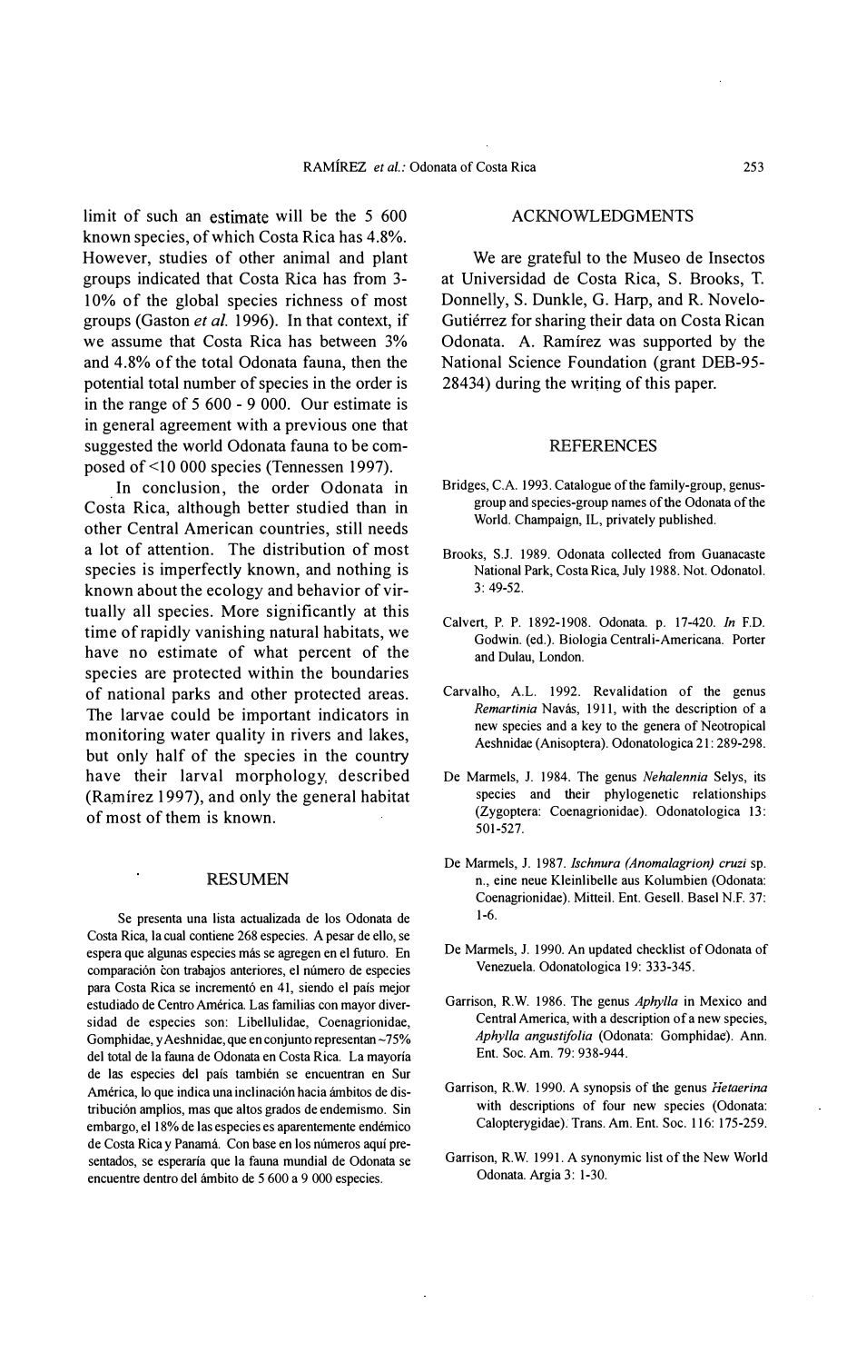limit of such an estimate will be the 5 600 known species, of which Costa Rica has 4.8%. However, studies of other animal and plant groups indicated that Costa Rica has from 3-10% of the global species richness of most groups (Gaston *et al.* 1996). In that context, if we assume that Costa Rica has between 3% and 4.8% of the total Odonata fauna, then the potential total number of species in the order is in the range of 5 600 - 9 000. Our estimate is in general agreement with a previous one that suggested the world Odonata fauna to be composed of <10 000 species (Tennessen 1997).

In conclusion, the order Odonata in Costa Rica, although better studied than in other Central American countries, still needs a lot of attention. The distribution of most species is imperfectly known, and nothing is known about the ecology and behavior of virtually all species. More significantly at this time of rapidly vanishing natural habitats, we have no estimate of what percent of the species are protected within the boundaries of national parks and other protected areas. The larvae could be important indicators in monitoring water quality in rivers and lakes, but only half of the species in the country have their larval morphology described (Ramírez 1997), and only the general habitat of most of them is known.

## RESUMEN

Se presenta una lista actualizada de los Odonata de Costa Rica, la cual contiene 268 especies. A pesar de ello, se espera que algunas especies más se agreguen en el futuro. En comparación con trabajos anteriores, el número de especies para Costa Rica se incrementó en 41, siendo el país mejor estudiado de Centro América. Las familias con mayor diversidad de especies son: Libellulidae, Coenagrionidae, Gomphidae, y Aeshnidae, que en conjunto representan ~75% del total de la fauna de Odonata en Costa Rica. La mayoría de las especies del país también se encuentran en Sur América, lo que indica una inclinación hacia ámbitos de distribución amplios, mas que altos grados de endemismo. Sin embargo, el 18% de las especies es aparentemente endémico de Costa Rica y Panamá. Con base en los números aquí presentados, se esperaría que la fauna mundial de Odonata se encuentre dentro del ámbito de 5 600 a 9 000 especies.

## ACKNOWLEDGMENTS

We are grateful to the Museo de Insectos at Universidad de Costa Rica, S. Brooks, T. Donnelly, S. Dunkle, G. Harp, and R. Novelo-Gutiérrez for sharing their data on Costa Rican Odonata. A. Ramírez was supported by the National Science Foundation (grant DEB-95-28434) during the writing of this paper.

## REFERENCES

Bridges, C.A. 1993. Catalogue of the family-group, genus-group and species-group names of the Odonata of the World. Champaign, IL, privately published.

Brooks, S.J. 1989. Odonata collected from Guanacaste National Park, Costa Rica, July 1988. Not. Odonatol. 3: 49-52.

Calvert, P. P. 1892-1908. Odonata. p. 17-420. *In* F.D. Godwin. (ed.). Biologia Centrali-Americana. Porter and Dulau, London.

Carvalho, A.L. 1992. Revalidation of the genus *Remartinia* Navás, 1911, with the description of a new species and a key to the genera of Neotropical Aeshnidae (Anisoptera). Odonatologica 21: 289-298.

De Marmels, J. 1984. The genus *Nehalennia* Selys, its species and their phylogenetic relationships (Zygoptera: Coenagrionidae). Odonatologica 13: 501-527.

De Marmels, J. 1987. *Ischnura (Anomalagrion) cruzi* sp. n., eine neue Kleinlibelle aus Kolumbien (Odonata: Coenagrionidae). Mitteil. Ent. Gesell. Basel N.F. 37: 1-6.

De Marmels, J. 1990. An updated checklist of Odonata of Venezuela. Odonatologica 19: 333-345.

Garrison, R.W. 1986. The genus *Aphylla* in Mexico and Central America, with a description of a new species, *Aphylla angustifolia* (Odonata: Gomphidae). Ann. Ent. Soc. Am. 79: 938-944.

Garrison, R.W. 1990. A synopsis of the genus *Hetaerina* with descriptions of four new species (Odonata: Calopterygidae). Trans. Am. Ent. Soc. 116: 175-259.

Garrison, R.W. 1991. A synonymic list of the New World Odonata. Argia 3: 1-30.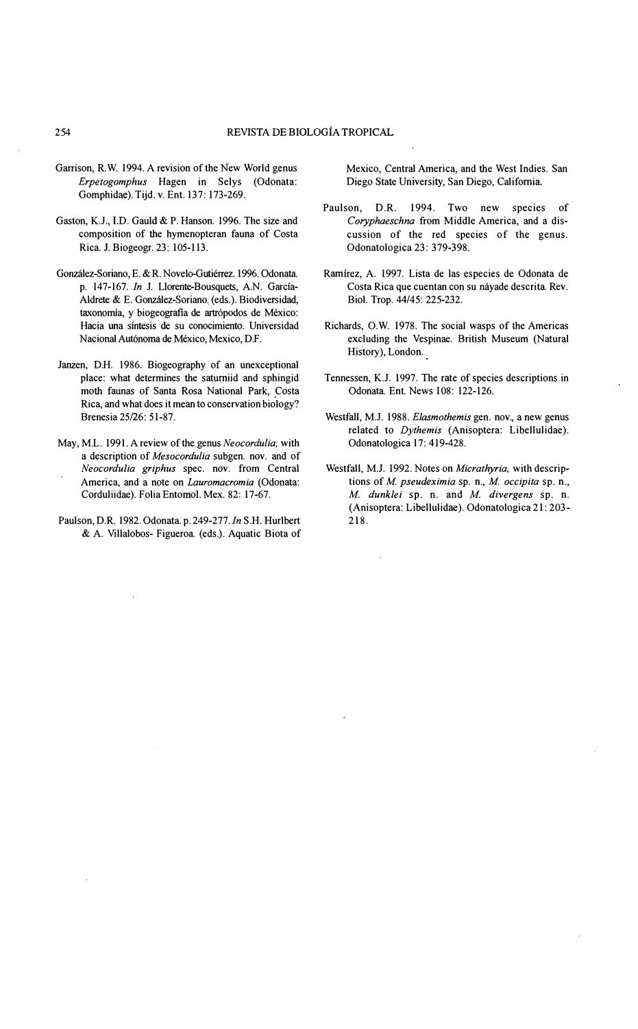Garrison, R.W. 1994. A revision of the New World genus *Erpetogomphus* Hagen in Selys (Odonata: Gomphidae). Tijd. v. Ent. 137: 173-269.

Gaston, K.J., I.D. Gauld & P. Hanson. 1996. The size and composition of the hymenopteran fauna of Costa Rica. J. Biogeogr. 23: 105-113.

González-Soriano, E. & R. Novelo-Gutiérrez. 1996. Odonata. p. 147-167. *In* J. Llorente-Bousquets, A.N. García-Aldrete & E. González-Soriano. (eds.). Biodiversidad, taxonomía, y biogeografía de artrópodos de México: Hacia una síntesis de su conocimiento. Universidad Nacional Autónoma de México, Mexico, D.F.

Janzen, D.H. 1986. Biogeography of an unexceptional place: what determines the saturniid and sphingid moth faunas of Santa Rosa National Park, Costa Rica, and what does it mean to conservation biology? Brenesia 25/26: 51-87.

May, M.L. 1991. A review of the genus *Neocordulia*, with a description of *Mesocordulia* subgen. nov. and of *Neocordulia griphus* spec. nov. from Central America, and a note on *Lauromacromia* (Odonata: Corduliidae). Folia Entomol. Mex. 82: 17-67.

Paulson, D.R. 1982. Odonata. p. 249-277. *In* S.H. Hurlbert & A. Villalobos- Figueroa. (eds.). Aquatic Biota of Mexico, Central America, and the West Indies. San Diego State University, San Diego, California.

Paulson, D.R. 1994. Two new species of *Coryphaeschna* from Middle America, and a discussion of the red species of the genus. Odonatologica 23: 379-398.

Ramírez, A. 1997. Lista de las especies de Odonata de Costa Rica que cuentan con su náyade descrita. Rev. Biol. Trop. 44/45: 225-232.

Richards, O.W. 1978. The social wasps of the Americas excluding the Vespinae. British Museum (Natural History), London.

Tennessen, K.J. 1997. The rate of species descriptions in Odonata. Ent. News 108: 122-126.

Westfall, M.J. 1988. *Elasmothemis* gen. nov., a new genus related to *Dythemis* (Anisoptera: Libellulidae). Odonatologica 17: 419-428.

Westfall, M.J. 1992. Notes on *Micrathyria*, with descriptions of *M. pseudeximia* sp. n., *M. occipita* sp. n., *M. dunklei* sp. n. and *M. divergens* sp. n. (Anisoptera: Libellulidae). Odonatologica 21: 203-218.